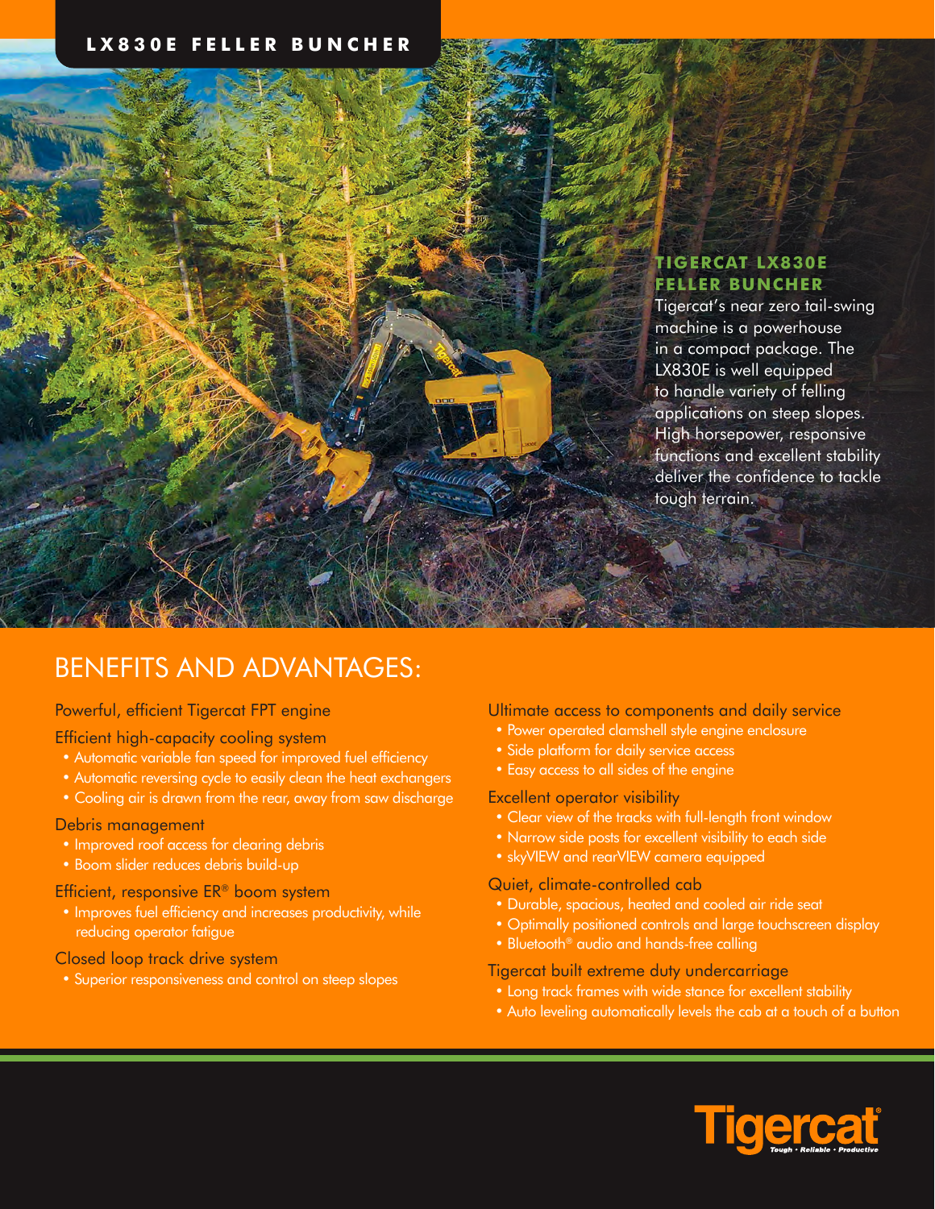# LX830E FELLER BUNCHER

## TIGERCAT LX830E FELLER BUNCHER

Tigercat's near zero tail-swing machine is a powerhouse in a compact package. The LX830E is well equipped to handle variety of felling applications on steep slopes. High horsepower, responsive functions and excellent stability deliver the confidence to tackle tough terrain.

## BENEFITS AND ADVANTAGES:

Powerful, efficient Tigercat FPT engine

Efficient high-capacity cooling system

- Automatic variable fan speed for improved fuel efficiency
- Automatic reversing cycle to easily clean the heat exchangers
- Cooling air is drawn from the rear, away from saw discharge

Debris management

- Improved roof access for clearing debris
- Boom slider reduces debris build-up

Efficient, responsive ER® boom system

- Improves fuel efficiency and increases productivity, while reducing operator fatigue

Closed loop track drive system

- Superior responsiveness and control on steep slopes

Ultimate access to components and daily service

- Power operated clamshell style engine enclosure
- Side platform for daily service access
- Easy access to all sides of the engine

Excellent operator visibility

- Clear view of the tracks with full-length front window
- Narrow side posts for excellent visibility to each side
- skyVIEW and rearVIEW camera equipped

Quiet, climate-controlled cab

- Durable, spacious, heated and cooled air ride seat
- Optimally positioned controls and large touchscreen display
- Bluetooth® audio and hands-free calling

Tigercat built extreme duty undercarriage

- Long track frames with wide stance for excellent stability
- Auto leveling automatically levels the cab at a touch of a button

Tigercat® Tough • Reliable • Productive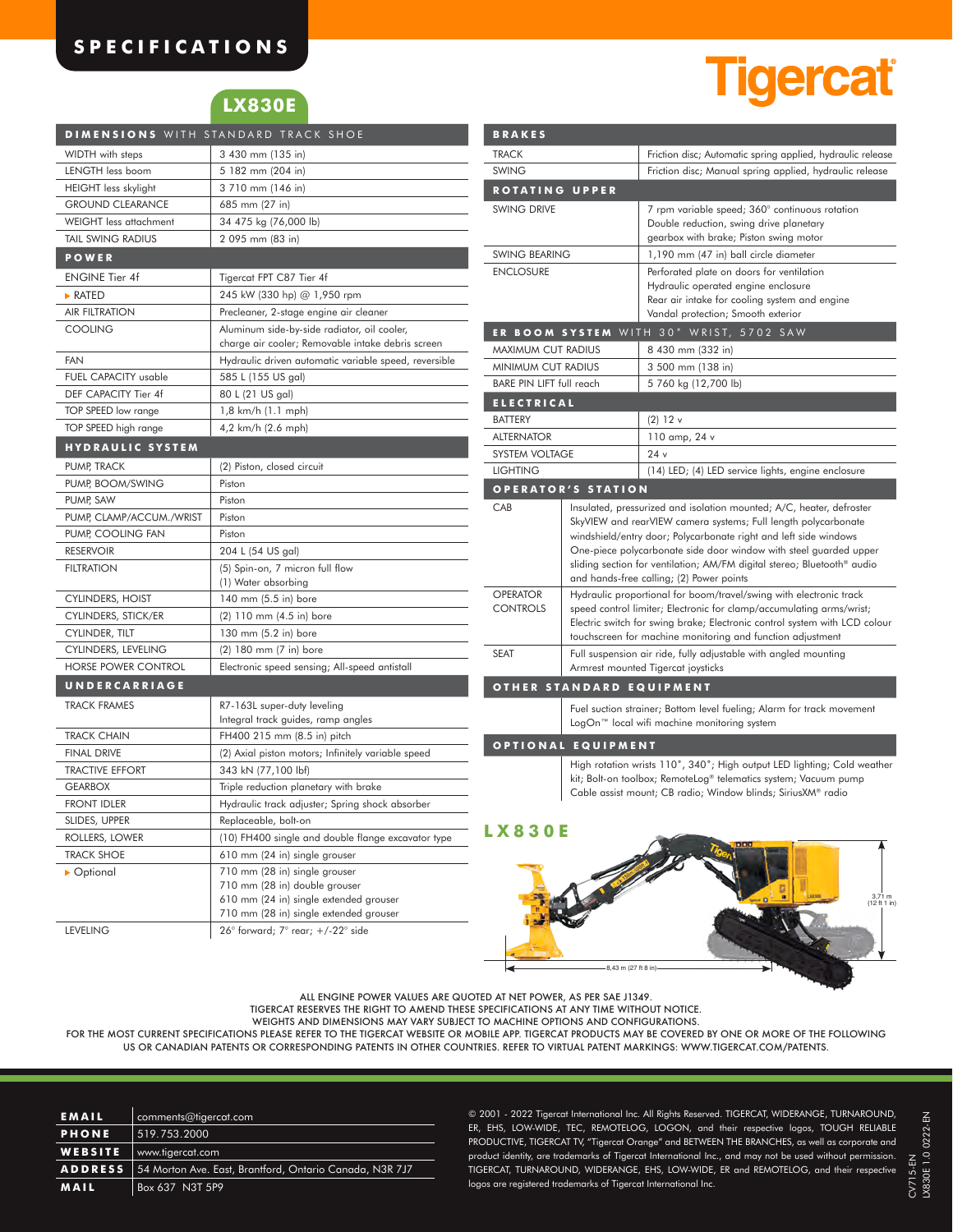# SPECIFICATIONS

**Tigercat**

## LX830E

| DIMENSIONS WITH STANDARD TRACK SHOE | |
|---|---|
| WIDTH with steps | 3 430 mm (135 in) |
| LENGTH less boom | 5 182 mm (204 in) |
| HEIGHT less skylight | 3 710 mm (146 in) |
| GROUND CLEARANCE | 685 mm (27 in) |
| WEIGHT less attachment | 34 475 kg (76,000 lb) |
| TAIL SWING RADIUS | 2 095 mm (83 in) |

| POWER | |
|---|---|
| ENGINE Tier 4f | Tigercat FPT C87 Tier 4f |
| ▸ RATED | 245 kW (330 hp) @ 1,950 rpm |
| AIR FILTRATION | Precleaner, 2-stage engine air cleaner |
| COOLING | Aluminum side-by-side radiator, oil cooler, charge air cooler; Removable intake debris screen |
| FAN | Hydraulic driven automatic variable speed, reversible |
| FUEL CAPACITY usable | 585 L (155 US gal) |
| DEF CAPACITY Tier 4f | 80 L (21 US gal) |
| TOP SPEED low range | 1,8 km/h (1.1 mph) |
| TOP SPEED high range | 4,2 km/h (2.6 mph) |

| HYDRAULIC SYSTEM | |
|---|---|
| PUMP, TRACK | (2) Piston, closed circuit |
| PUMP, BOOM/SWING | Piston |
| PUMP, SAW | Piston |
| PUMP, CLAMP/ACCUM./WRIST | Piston |
| PUMP, COOLING FAN | Piston |
| RESERVOIR | 204 L (54 US gal) |
| FILTRATION | (5) Spin-on, 7 micron full flow<br>(1) Water absorbing |
| CYLINDERS, HOIST | 140 mm (5.5 in) bore |
| CYLINDERS, STICK/ER | (2) 110 mm (4.5 in) bore |
| CYLINDER, TILT | 130 mm (5.2 in) bore |
| CYLINDERS, LEVELING | (2) 180 mm (7 in) bore |
| HORSE POWER CONTROL | Electronic speed sensing; All-speed antistall |

| UNDERCARRIAGE | |
|---|---|
| TRACK FRAMES | R7-163L super-duty leveling<br>Integral track guides, ramp angles |
| TRACK CHAIN | FH400 215 mm (8.5 in) pitch |
| FINAL DRIVE | (2) Axial piston motors; Infinitely variable speed |
| TRACTIVE EFFORT | 343 kN (77,100 lbf) |
| GEARBOX | Triple reduction planetary with brake |
| FRONT IDLER | Hydraulic track adjuster; Spring shock absorber |
| SLIDES, UPPER | Replaceable, bolt-on |
| ROLLERS, LOWER | (10) FH400 single and double flange excavator type |
| TRACK SHOE | 610 mm (24 in) single grouser |
| ▸ Optional | 710 mm (28 in) single grouser<br>710 mm (28 in) double grouser<br>610 mm (24 in) single extended grouser<br>710 mm (28 in) single extended grouser |
| LEVELING | 26° forward; 7° rear; +/-22° side |

| BRAKES | |
|---|---|
| TRACK | Friction disc; Automatic spring applied, hydraulic release |
| SWING | Friction disc; Manual spring applied, hydraulic release |

| ROTATING UPPER | |
|---|---|
| SWING DRIVE | 7 rpm variable speed; 360° continuous rotation<br>Double reduction, swing drive planetary gearbox with brake; Piston swing motor |
| SWING BEARING | 1,190 mm (47 in) ball circle diameter |
| ENCLOSURE | Perforated plate on doors for ventilation<br>Hydraulic operated engine enclosure<br>Rear air intake for cooling system and engine<br>Vandal protection; Smooth exterior |

| ER BOOM SYSTEM WITH 30° WRIST, 5702 SAW | |
|---|---|
| MAXIMUM CUT RADIUS | 8 430 mm (332 in) |
| MINIMUM CUT RADIUS | 3 500 mm (138 in) |
| BARE PIN LIFT full reach | 5 760 kg (12,700 lb) |

| ELECTRICAL | |
|---|---|
| BATTERY | (2) 12 v |
| ALTERNATOR | 110 amp, 24 v |
| SYSTEM VOLTAGE | 24 v |
| LIGHTING | (14) LED; (4) LED service lights, engine enclosure |

| OPERATOR'S STATION | |
|---|---|
| CAB | Insulated, pressurized and isolation mounted; A/C, heater, defroster<br>SkyVIEW and rearVIEW camera systems; Full length polycarbonate windshield/entry door; Polycarbonate right and left side windows<br>One-piece polycarbonate side door window with steel guarded upper sliding section for ventilation; AM/FM digital stereo; Bluetooth® audio and hands-free calling; (2) Power points |
| OPERATOR CONTROLS | Hydraulic proportional for boom/travel/swing with electronic track speed control limiter; Electronic for clamp/accumulating arms/wrist; Electric switch for swing brake; Electronic control system with LCD colour touchscreen for machine monitoring and function adjustment |
| SEAT | Full suspension air ride, fully adjustable with angled mounting<br>Armrest mounted Tigercat joysticks |

### OTHER STANDARD EQUIPMENT

Fuel suction strainer; Bottom level fueling; Alarm for track movement
LogOn™ local wifi machine monitoring system

### OPTIONAL EQUIPMENT

High rotation wrists 110°, 340°; High output LED lighting; Cold weather kit; Bolt-on toolbox; RemoteLog® telematics system; Vacuum pump
Cable assist mount; CB radio; Window blinds; SiriusXM® radio

## LX830E

3,71 m (12 ft 1 in)

8,43 m (27 ft 8 in)

ALL ENGINE POWER VALUES ARE QUOTED AT NET POWER, AS PER SAE J1349.
TIGERCAT RESERVES THE RIGHT TO AMEND THESE SPECIFICATIONS AT ANY TIME WITHOUT NOTICE.
WEIGHTS AND DIMENSIONS MAY VARY SUBJECT TO MACHINE OPTIONS AND CONFIGURATIONS.
FOR THE MOST CURRENT SPECIFICATIONS PLEASE REFER TO THE TIGERCAT WEBSITE OR MOBILE APP. TIGERCAT PRODUCTS MAY BE COVERED BY ONE OR MORE OF THE FOLLOWING US OR CANADIAN PATENTS OR CORRESPONDING PATENTS IN OTHER COUNTRIES. REFER TO VIRTUAL PATENT MARKINGS: WWW.TIGERCAT.COM/PATENTS.

| | |
|---|---|
| EMAIL | comments@tigercat.com |
| PHONE | 519.753.2000 |
| WEBSITE | www.tigercat.com |
| ADDRESS | 54 Morton Ave. East, Brantford, Ontario Canada, N3R 7J7 |
| MAIL | Box 637 N3T 5P9 |

© 2001 - 2022 Tigercat International Inc. All Rights Reserved. TIGERCAT, WIDERANGE, TURNAROUND, ER, EHS, LOW-WIDE, TEC, REMOTELOG, LOGON, and their respective logos, TOUGH RELIABLE PRODUCTIVE, TIGERCAT TV, "Tigercat Orange" and BETWEEN THE BRANCHES, as well as corporate and product identity, are trademarks of Tigercat International Inc., and may not be used without permission. TIGERCAT, TURNAROUND, WIDERANGE, EHS, LOW-WIDE, ER and REMOTELOG, and their respective logos are registered trademarks of Tigercat International Inc.

CV715-EN
LX830E 1.0 0222-EN